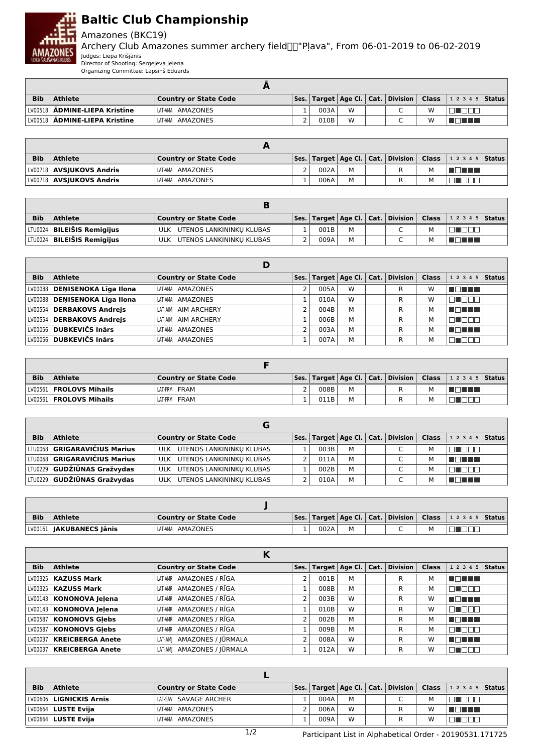# Baltic Club Championship

Amazones (BKC19)

Archery Club Amazones summer archery field"Pļava", From 06-01-2019 to 06-02-2019

Judges: Liepa Krišjānis

Director of Shooting: Sergejeva Jeļena

Organizing Committee: Lapsiņš Eduards

| Ā | | | | | | | | | | |
|---|---|---|---|---|---|---|---|---|---|---|
| **Bib** | **Athlete** | **Country or State Code** | **Ses.** | **Target** | **Age Cl.** | **Cat.** | **Division** | **Class** | **1 2 3 4 5** | **Status** |
| LV00518 | **ĀDMINE-LIEPA Kristīne** | LAT-AMA AMAZONES | 1 | 003A | W | | C | W | | |
| LV00518 | **ĀDMINE-LIEPA Kristīne** | LAT-AMA AMAZONES | 2 | 010B | W | | C | W | | |

| A | | | | | | | | | | |
|---|---|---|---|---|---|---|---|---|---|---|
| **Bib** | **Athlete** | **Country or State Code** | **Ses.** | **Target** | **Age Cl.** | **Cat.** | **Division** | **Class** | **1 2 3 4 5** | **Status** |
| LV00718 | **AVSJUKOVS Andris** | LAT-AMA AMAZONES | 2 | 002A | M | | R | M | | |
| LV00718 | **AVSJUKOVS Andris** | LAT-AMA AMAZONES | 1 | 006A | M | | R | M | | |

| B | | | | | | | | | | |
|---|---|---|---|---|---|---|---|---|---|---|
| **Bib** | **Athlete** | **Country or State Code** | **Ses.** | **Target** | **Age Cl.** | **Cat.** | **Division** | **Class** | **1 2 3 4 5** | **Status** |
| LTU0024 | **BILEIŠIS Remigijus** | ULK UTENOS LANKININKŲ KLUBAS | 1 | 001B | M | | C | M | | |
| LTU0024 | **BILEIŠIS Remigijus** | ULK UTENOS LANKININKŲ KLUBAS | 2 | 009A | M | | C | M | | |

| D | | | | | | | | | | |
|---|---|---|---|---|---|---|---|---|---|---|
| **Bib** | **Athlete** | **Country or State Code** | **Ses.** | **Target** | **Age Cl.** | **Cat.** | **Division** | **Class** | **1 2 3 4 5** | **Status** |
| LV00088 | **DEŅISENOKA Līga Ilona** | LAT-AMA AMAZONES | 2 | 005A | W | | R | W | | |
| LV00088 | **DEŅISENOKA Līga Ilona** | LAT-AMA AMAZONES | 1 | 010A | W | | R | W | | |
| LV00554 | **DERBAKOVS Andrejs** | LAT-AIM AIM ARCHERY | 2 | 004B | M | | R | M | | |
| LV00554 | **DERBAKOVS Andrejs** | LAT-AIM AIM ARCHERY | 1 | 006B | M | | R | M | | |
| LV00056 | **DUBKEVIČS Inārs** | LAT-AMA AMAZONES | 2 | 003A | M | | R | M | | |
| LV00056 | **DUBKEVIČS Inārs** | LAT-AMA AMAZONES | 1 | 007A | M | | R | M | | |

| F | | | | | | | | | | |
|---|---|---|---|---|---|---|---|---|---|---|
| **Bib** | **Athlete** | **Country or State Code** | **Ses.** | **Target** | **Age Cl.** | **Cat.** | **Division** | **Class** | **1 2 3 4 5** | **Status** |
| LV00561 | **FROLOVS Mihails** | LAT-FRM FRAM | 2 | 008B | M | | R | M | | |
| LV00561 | **FROLOVS Mihails** | LAT-FRM FRAM | 1 | 011B | M | | R | M | | |

| G | | | | | | | | | | |
|---|---|---|---|---|---|---|---|---|---|---|
| **Bib** | **Athlete** | **Country or State Code** | **Ses.** | **Target** | **Age Cl.** | **Cat.** | **Division** | **Class** | **1 2 3 4 5** | **Status** |
| LTU0068 | **GRIGARAVIČIUS Marius** | ULK UTENOS LANKININKŲ KLUBAS | 1 | 003B | M | | C | M | | |
| LTU0068 | **GRIGARAVIČIUS Marius** | ULK UTENOS LANKININKŲ KLUBAS | 2 | 011A | M | | C | M | | |
| LTU0229 | **GUDŽIŪNAS Gražvydas** | ULK UTENOS LANKININKŲ KLUBAS | 1 | 002B | M | | C | M | | |
| LTU0229 | **GUDŽIŪNAS Gražvydas** | ULK UTENOS LANKININKŲ KLUBAS | 2 | 010A | M | | C | M | | |

| J | | | | | | | | | | |
|---|---|---|---|---|---|---|---|---|---|---|
| **Bib** | **Athlete** | **Country or State Code** | **Ses.** | **Target** | **Age Cl.** | **Cat.** | **Division** | **Class** | **1 2 3 4 5** | **Status** |
| LV00161 | **JAKUBANECS Jānis** | LAT-AMA AMAZONES | 1 | 002A | M | | C | M | | |

| K | | | | | | | | | | |
|---|---|---|---|---|---|---|---|---|---|---|
| **Bib** | **Athlete** | **Country or State Code** | **Ses.** | **Target** | **Age Cl.** | **Cat.** | **Division** | **Class** | **1 2 3 4 5** | **Status** |
| LV00325 | **KAZUSS Mark** | LAT-AMR AMAZONES / RĪGA | 2 | 001B | M | | R | M | | |
| LV00325 | **KAZUSS Mark** | LAT-AMR AMAZONES / RĪGA | 1 | 008B | M | | R | M | | |
| LV00143 | **KONONOVA Jeļena** | LAT-AMR AMAZONES / RĪGA | 2 | 003B | W | | R | W | | |
| LV00143 | **KONONOVA Jeļena** | LAT-AMR AMAZONES / RĪGA | 1 | 010B | W | | R | W | | |
| LV00587 | **KONONOVS Gļebs** | LAT-AMR AMAZONES / RĪGA | 2 | 002B | M | | R | M | | |
| LV00587 | **KONONOVS Gļebs** | LAT-AMR AMAZONES / RĪGA | 1 | 009B | M | | R | M | | |
| LV00037 | **KREICBERGA Anete** | LAT-AMJ AMAZONES / JŪRMALA | 2 | 008A | W | | R | W | | |
| LV00037 | **KREICBERGA Anete** | LAT-AMJ AMAZONES / JŪRMALA | 1 | 012A | W | | R | W | | |

| L | | | | | | | | | | |
|---|---|---|---|---|---|---|---|---|---|---|
| **Bib** | **Athlete** | **Country or State Code** | **Ses.** | **Target** | **Age Cl.** | **Cat.** | **Division** | **Class** | **1 2 3 4 5** | **Status** |
| LV00606 | **LIGNICKIS Arnis** | LAT-SAV SAVAGE ARCHER | 1 | 004A | M | | C | M | | |
| LV00664 | **LUSTE Evija** | LAT-AMA AMAZONES | 2 | 006A | W | | R | W | | |
| LV00664 | **LUSTE Evija** | LAT-AMA AMAZONES | 1 | 009A | W | | R | W | | |

Participant List in Alphabetical Order - 20190531.171725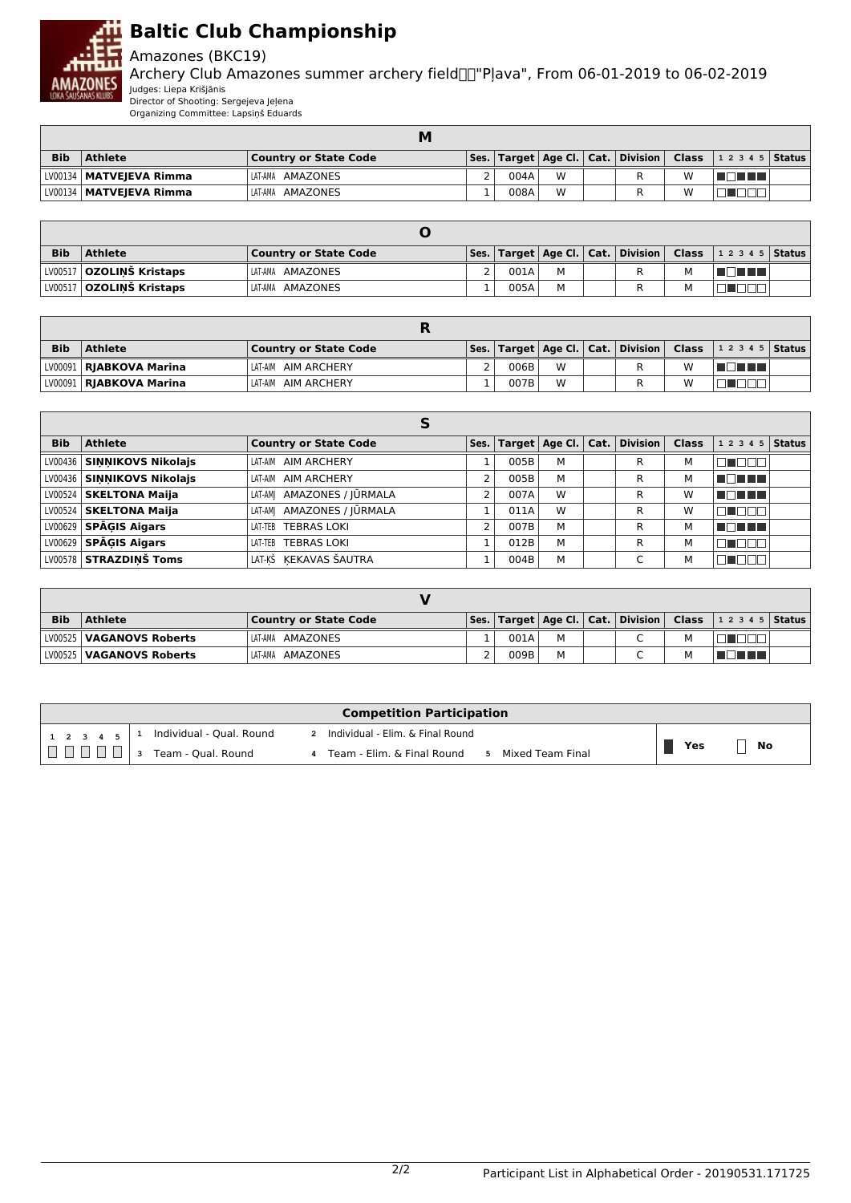# Baltic Club Championship

Amazones (BKC19)

Archery Club Amazones summer archery field"Pļava", From 06-01-2019 to 06-02-2019

Judges: Liepa Krišjānis

Director of Shooting: Sergejeva Jeļena

Organizing Committee: Lapsiņš Eduards

| M | | | | | | | | | | |
|---|---|---|---|---|---|---|---|---|---|---|
| **Bib** | **Athlete** | **Country or State Code** | **Ses.** | **Target** | **Age Cl.** | **Cat.** | **Division** | **Class** | **1 2 3 4 5** | **Status** |
| LV00134 | **MATVEJEVA Rimma** | LAT-AMA AMAZONES | 2 | 004A | W | | R | W | ■□■■■ | |
| LV00134 | **MATVEJEVA Rimma** | LAT-AMA AMAZONES | 1 | 008A | W | | R | W | □■□□□ | |

| O | | | | | | | | | | |
|---|---|---|---|---|---|---|---|---|---|---|
| **Bib** | **Athlete** | **Country or State Code** | **Ses.** | **Target** | **Age Cl.** | **Cat.** | **Division** | **Class** | **1 2 3 4 5** | **Status** |
| LV00517 | **OZOLIŅŠ Kristaps** | LAT-AMA AMAZONES | 2 | 001A | M | | R | M | ■□■■■ | |
| LV00517 | **OZOLIŅŠ Kristaps** | LAT-AMA AMAZONES | 1 | 005A | M | | R | M | □■□□□ | |

| R | | | | | | | | | | |
|---|---|---|---|---|---|---|---|---|---|---|
| **Bib** | **Athlete** | **Country or State Code** | **Ses.** | **Target** | **Age Cl.** | **Cat.** | **Division** | **Class** | **1 2 3 4 5** | **Status** |
| LV00091 | **RJABKOVA Marina** | LAT-AIM AIM ARCHERY | 2 | 006B | W | | R | W | ■□■■■ | |
| LV00091 | **RJABKOVA Marina** | LAT-AIM AIM ARCHERY | 1 | 007B | W | | R | W | □■□□□ | |

| S | | | | | | | | | | |
|---|---|---|---|---|---|---|---|---|---|---|
| **Bib** | **Athlete** | **Country or State Code** | **Ses.** | **Target** | **Age Cl.** | **Cat.** | **Division** | **Class** | **1 2 3 4 5** | **Status** |
| LV00436 | **SIŅŅIKOVS Nikolajs** | LAT-AIM AIM ARCHERY | 1 | 005B | M | | R | M | □■□□□ | |
| LV00436 | **SIŅŅIKOVS Nikolajs** | LAT-AIM AIM ARCHERY | 2 | 005B | M | | R | M | ■□■■■ | |
| LV00524 | **SKELTONA Maija** | LAT-AMJ AMAZONES / JŪRMALA | 2 | 007A | W | | R | W | ■□■■■ | |
| LV00524 | **SKELTONA Maija** | LAT-AMJ AMAZONES / JŪRMALA | 1 | 011A | W | | R | W | □■□□□ | |
| LV00629 | **SPĀĢIS Aigars** | LAT-TEB TEBRAS LOKI | 2 | 007B | M | | R | M | ■□■■■ | |
| LV00629 | **SPĀĢIS Aigars** | LAT-TEB TEBRAS LOKI | 1 | 012B | M | | R | M | □■□□□ | |
| LV00578 | **STRAZDIŅŠ Toms** | LAT-ĶŠ ĶEKAVAS ŠAUTRA | 1 | 004B | M | | C | M | □■□□□ | |

| V | | | | | | | | | | |
|---|---|---|---|---|---|---|---|---|---|---|
| **Bib** | **Athlete** | **Country or State Code** | **Ses.** | **Target** | **Age Cl.** | **Cat.** | **Division** | **Class** | **1 2 3 4 5** | **Status** |
| LV00525 | **VAGANOVS Roberts** | LAT-AMA AMAZONES | 1 | 001A | M | | C | M | □■□□□ | |
| LV00525 | **VAGANOVS Roberts** | LAT-AMA AMAZONES | 2 | 009B | M | | C | M | ■□■■■ | |

| Competition Participation | | | |
|---|---|---|---|
| 1 2 3 4 5 | 1 Individual - Qual. Round | 2 Individual - Elim. & Final Round | ■ Yes □ No |
| □ □ □ □ □ | 3 Team - Qual. Round | 4 Team - Elim. & Final Round 5 Mixed Team Final | |

Participant List in Alphabetical Order - 20190531.171725